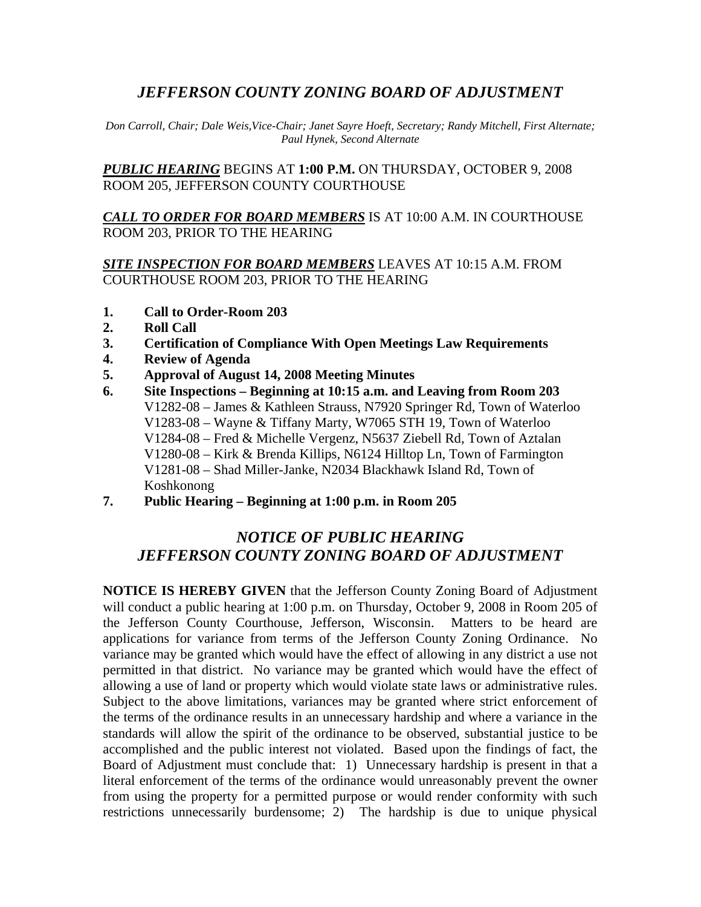# *JEFFERSON COUNTY ZONING BOARD OF ADJUSTMENT*

*Don Carroll, Chair; Dale Weis,Vice-Chair; Janet Sayre Hoeft, Secretary; Randy Mitchell, First Alternate; Paul Hynek, Second Alternate*

***PUBLIC HEARING*** BEGINS AT **1:00 P.M.** ON THURSDAY, OCTOBER 9, 2008 ROOM 205, JEFFERSON COUNTY COURTHOUSE

***CALL TO ORDER FOR BOARD MEMBERS*** IS AT 10:00 A.M. IN COURTHOUSE ROOM 203, PRIOR TO THE HEARING

***SITE INSPECTION FOR BOARD MEMBERS*** LEAVES AT 10:15 A.M. FROM COURTHOUSE ROOM 203, PRIOR TO THE HEARING

1. **Call to Order-Room 203**
2. **Roll Call**
3. **Certification of Compliance With Open Meetings Law Requirements**
4. **Review of Agenda**
5. **Approval of August 14, 2008 Meeting Minutes**
6. **Site Inspections – Beginning at 10:15 a.m. and Leaving from Room 203**
   V1282-08 – James & Kathleen Strauss, N7920 Springer Rd, Town of Waterloo
   V1283-08 – Wayne & Tiffany Marty, W7065 STH 19, Town of Waterloo
   V1284-08 – Fred & Michelle Vergenz, N5637 Ziebell Rd, Town of Aztalan
   V1280-08 – Kirk & Brenda Killips, N6124 Hilltop Ln, Town of Farmington
   V1281-08 – Shad Miller-Janke, N2034 Blackhawk Island Rd, Town of Koshkonong
7. **Public Hearing – Beginning at 1:00 p.m. in Room 205**

## *NOTICE OF PUBLIC HEARING JEFFERSON COUNTY ZONING BOARD OF ADJUSTMENT*

**NOTICE IS HEREBY GIVEN** that the Jefferson County Zoning Board of Adjustment will conduct a public hearing at 1:00 p.m. on Thursday, October 9, 2008 in Room 205 of the Jefferson County Courthouse, Jefferson, Wisconsin. Matters to be heard are applications for variance from terms of the Jefferson County Zoning Ordinance. No variance may be granted which would have the effect of allowing in any district a use not permitted in that district. No variance may be granted which would have the effect of allowing a use of land or property which would violate state laws or administrative rules. Subject to the above limitations, variances may be granted where strict enforcement of the terms of the ordinance results in an unnecessary hardship and where a variance in the standards will allow the spirit of the ordinance to be observed, substantial justice to be accomplished and the public interest not violated. Based upon the findings of fact, the Board of Adjustment must conclude that: 1) Unnecessary hardship is present in that a literal enforcement of the terms of the ordinance would unreasonably prevent the owner from using the property for a permitted purpose or would render conformity with such restrictions unnecessarily burdensome; 2) The hardship is due to unique physical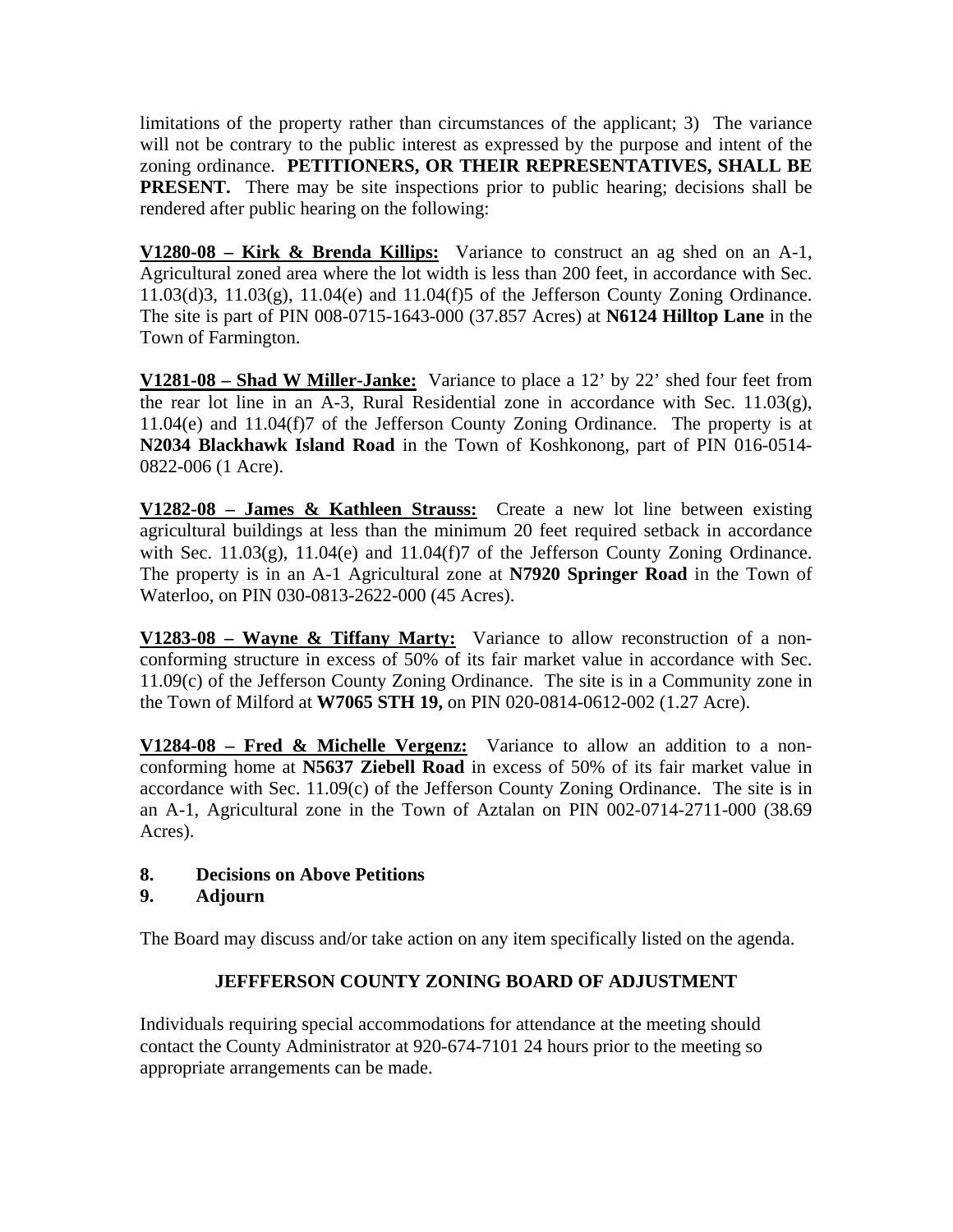limitations of the property rather than circumstances of the applicant; 3) The variance will not be contrary to the public interest as expressed by the purpose and intent of the zoning ordinance. **PETITIONERS, OR THEIR REPRESENTATIVES, SHALL BE PRESENT.** There may be site inspections prior to public hearing; decisions shall be rendered after public hearing on the following:

**V1280-08 – Kirk & Brenda Killips:** Variance to construct an ag shed on an A-1, Agricultural zoned area where the lot width is less than 200 feet, in accordance with Sec. 11.03(d)3, 11.03(g), 11.04(e) and 11.04(f)5 of the Jefferson County Zoning Ordinance. The site is part of PIN 008-0715-1643-000 (37.857 Acres) at **N6124 Hilltop Lane** in the Town of Farmington.

**V1281-08 – Shad W Miller-Janke:** Variance to place a 12' by 22' shed four feet from the rear lot line in an A-3, Rural Residential zone in accordance with Sec. 11.03(g), 11.04(e) and 11.04(f)7 of the Jefferson County Zoning Ordinance. The property is at **N2034 Blackhawk Island Road** in the Town of Koshkonong, part of PIN 016-0514-0822-006 (1 Acre).

**V1282-08 – James & Kathleen Strauss:** Create a new lot line between existing agricultural buildings at less than the minimum 20 feet required setback in accordance with Sec. 11.03(g), 11.04(e) and 11.04(f)7 of the Jefferson County Zoning Ordinance. The property is in an A-1 Agricultural zone at **N7920 Springer Road** in the Town of Waterloo, on PIN 030-0813-2622-000 (45 Acres).

**V1283-08 – Wayne & Tiffany Marty:** Variance to allow reconstruction of a non-conforming structure in excess of 50% of its fair market value in accordance with Sec. 11.09(c) of the Jefferson County Zoning Ordinance. The site is in a Community zone in the Town of Milford at **W7065 STH 19,** on PIN 020-0814-0612-002 (1.27 Acre).

**V1284-08 – Fred & Michelle Vergenz:** Variance to allow an addition to a non-conforming home at **N5637 Ziebell Road** in excess of 50% of its fair market value in accordance with Sec. 11.09(c) of the Jefferson County Zoning Ordinance. The site is in an A-1, Agricultural zone in the Town of Aztalan on PIN 002-0714-2711-000 (38.69 Acres).

**8. Decisions on Above Petitions**

**9. Adjourn**

The Board may discuss and/or take action on any item specifically listed on the agenda.

**JEFFFERSON COUNTY ZONING BOARD OF ADJUSTMENT**

Individuals requiring special accommodations for attendance at the meeting should contact the County Administrator at 920-674-7101 24 hours prior to the meeting so appropriate arrangements can be made.